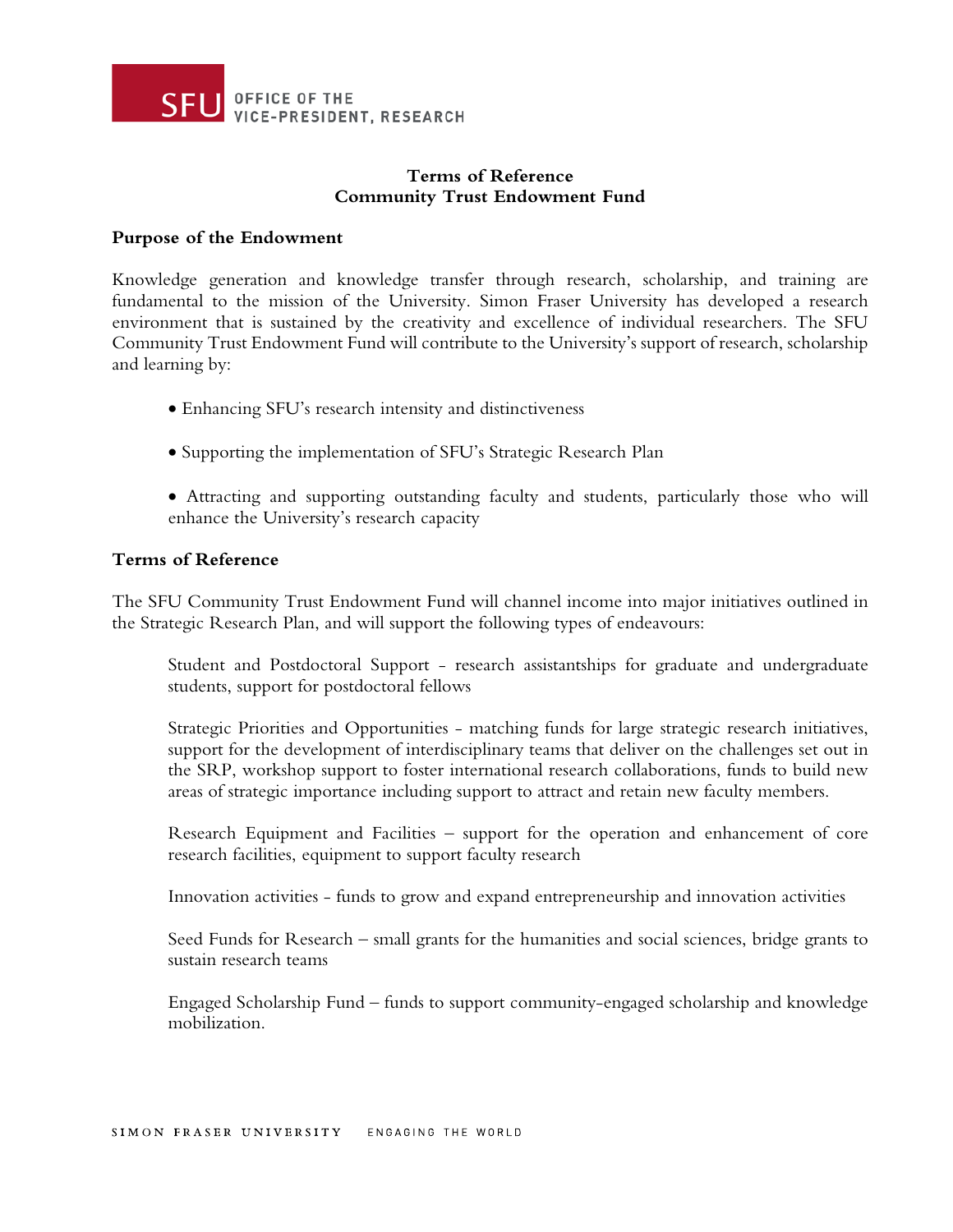SFU OFFICE OF THE VICE-PRESIDENT, RESEARCH

# Terms of Reference
# Community Trust Endowment Fund

## Purpose of the Endowment

Knowledge generation and knowledge transfer through research, scholarship, and training are fundamental to the mission of the University. Simon Fraser University has developed a research environment that is sustained by the creativity and excellence of individual researchers. The SFU Community Trust Endowment Fund will contribute to the University's support of research, scholarship and learning by:

- Enhancing SFU's research intensity and distinctiveness
- Supporting the implementation of SFU's Strategic Research Plan
- Attracting and supporting outstanding faculty and students, particularly those who will enhance the University's research capacity

## Terms of Reference

The SFU Community Trust Endowment Fund will channel income into major initiatives outlined in the Strategic Research Plan, and will support the following types of endeavours:

Student and Postdoctoral Support - research assistantships for graduate and undergraduate students, support for postdoctoral fellows

Strategic Priorities and Opportunities - matching funds for large strategic research initiatives, support for the development of interdisciplinary teams that deliver on the challenges set out in the SRP, workshop support to foster international research collaborations, funds to build new areas of strategic importance including support to attract and retain new faculty members.

Research Equipment and Facilities – support for the operation and enhancement of core research facilities, equipment to support faculty research

Innovation activities - funds to grow and expand entrepreneurship and innovation activities

Seed Funds for Research – small grants for the humanities and social sciences, bridge grants to sustain research teams

Engaged Scholarship Fund – funds to support community-engaged scholarship and knowledge mobilization.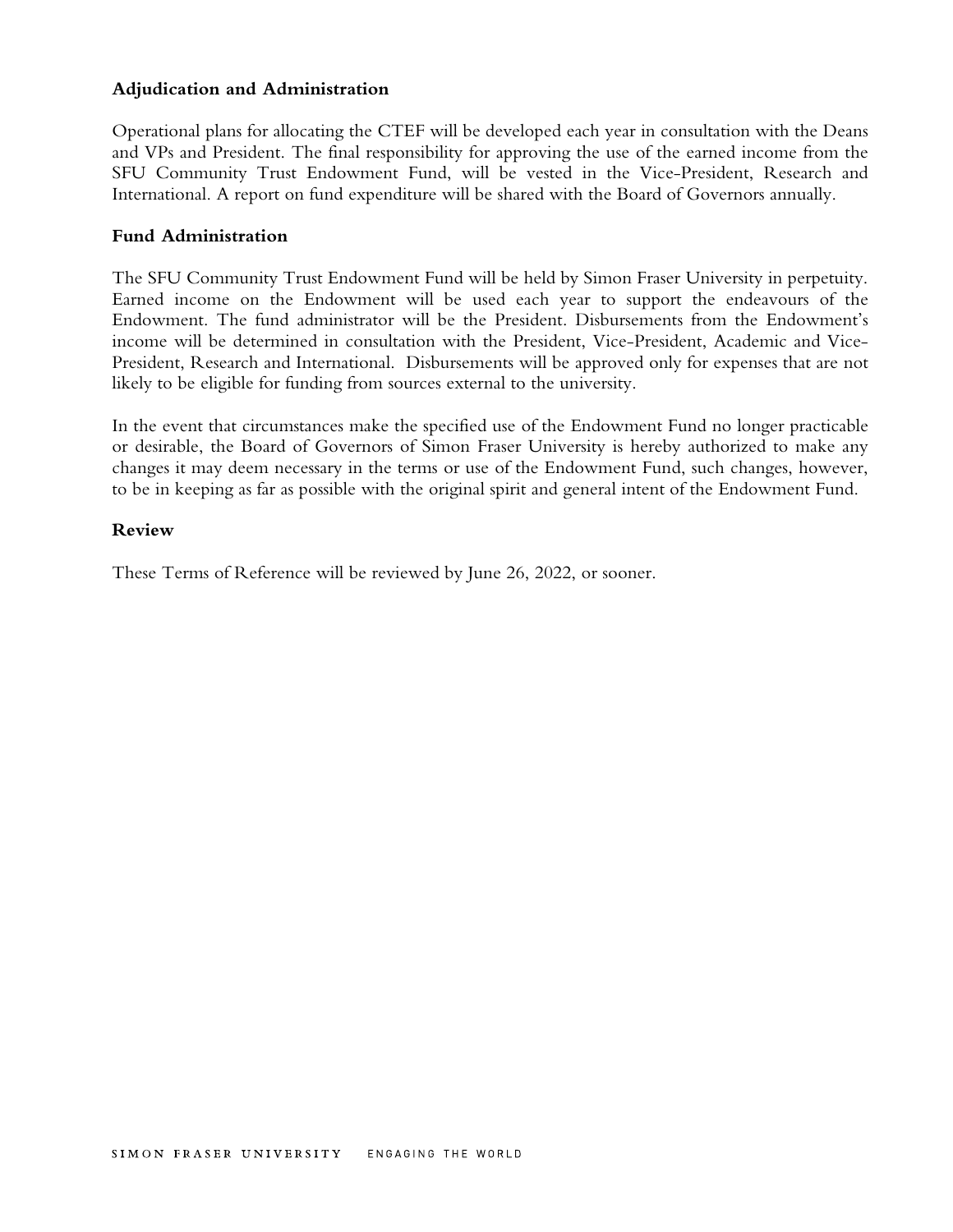**Adjudication and Administration**

Operational plans for allocating the CTEF will be developed each year in consultation with the Deans and VPs and President. The final responsibility for approving the use of the earned income from the SFU Community Trust Endowment Fund, will be vested in the Vice-President, Research and International. A report on fund expenditure will be shared with the Board of Governors annually.

**Fund Administration**

The SFU Community Trust Endowment Fund will be held by Simon Fraser University in perpetuity. Earned income on the Endowment will be used each year to support the endeavours of the Endowment. The fund administrator will be the President. Disbursements from the Endowment's income will be determined in consultation with the President, Vice-President, Academic and Vice-President, Research and International. Disbursements will be approved only for expenses that are not likely to be eligible for funding from sources external to the university.

In the event that circumstances make the specified use of the Endowment Fund no longer practicable or desirable, the Board of Governors of Simon Fraser University is hereby authorized to make any changes it may deem necessary in the terms or use of the Endowment Fund, such changes, however, to be in keeping as far as possible with the original spirit and general intent of the Endowment Fund.

**Review**

These Terms of Reference will be reviewed by June 26, 2022, or sooner.